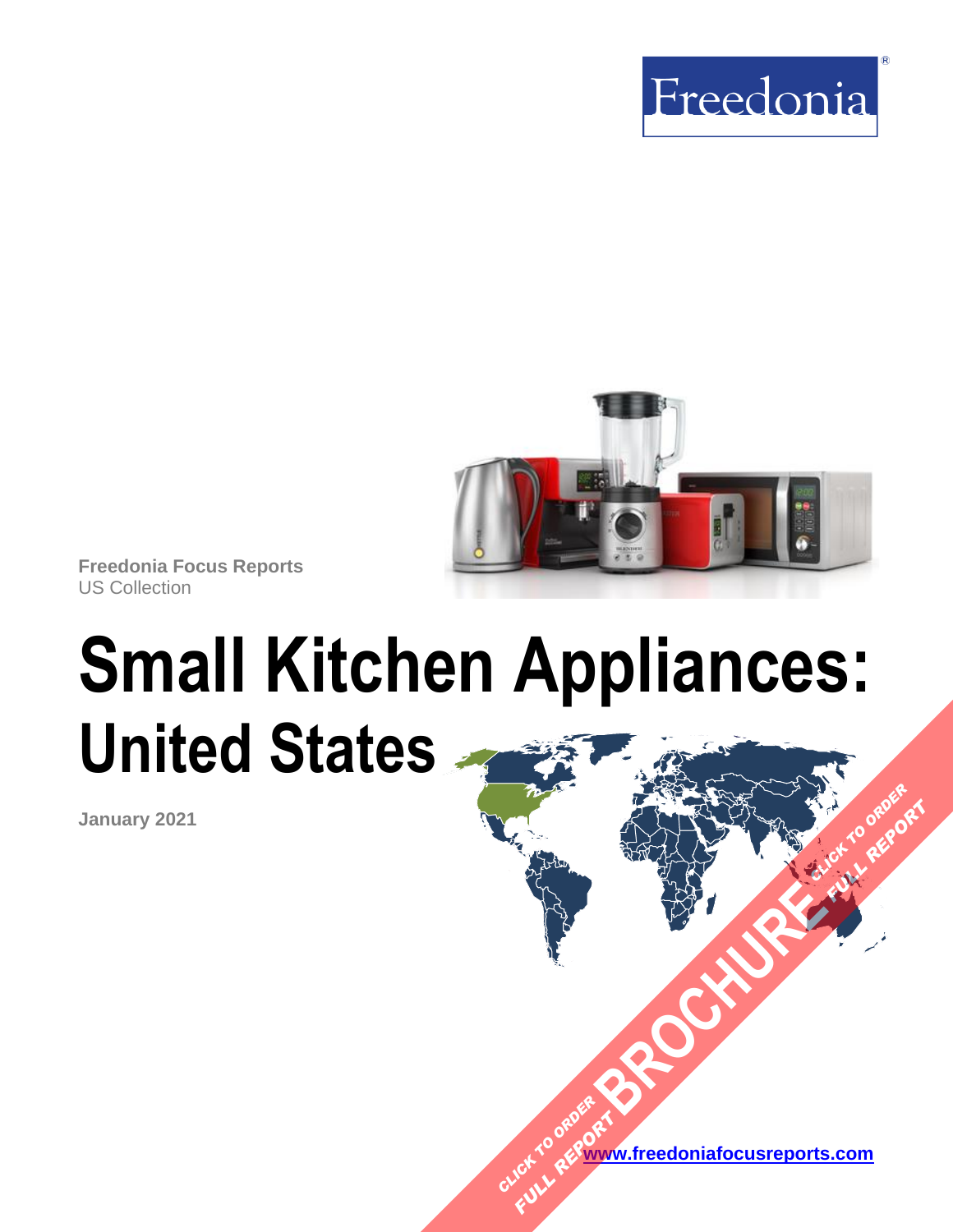Freedonia

Freedonia Focus Reports
US Collection

# Small Kitchen Appliances: United States

January 2021

CLICK TO ORDER FULL REPORT BROCHURE CLICK TO ORDER FULL REPORT

www.freedoniafocusreports.com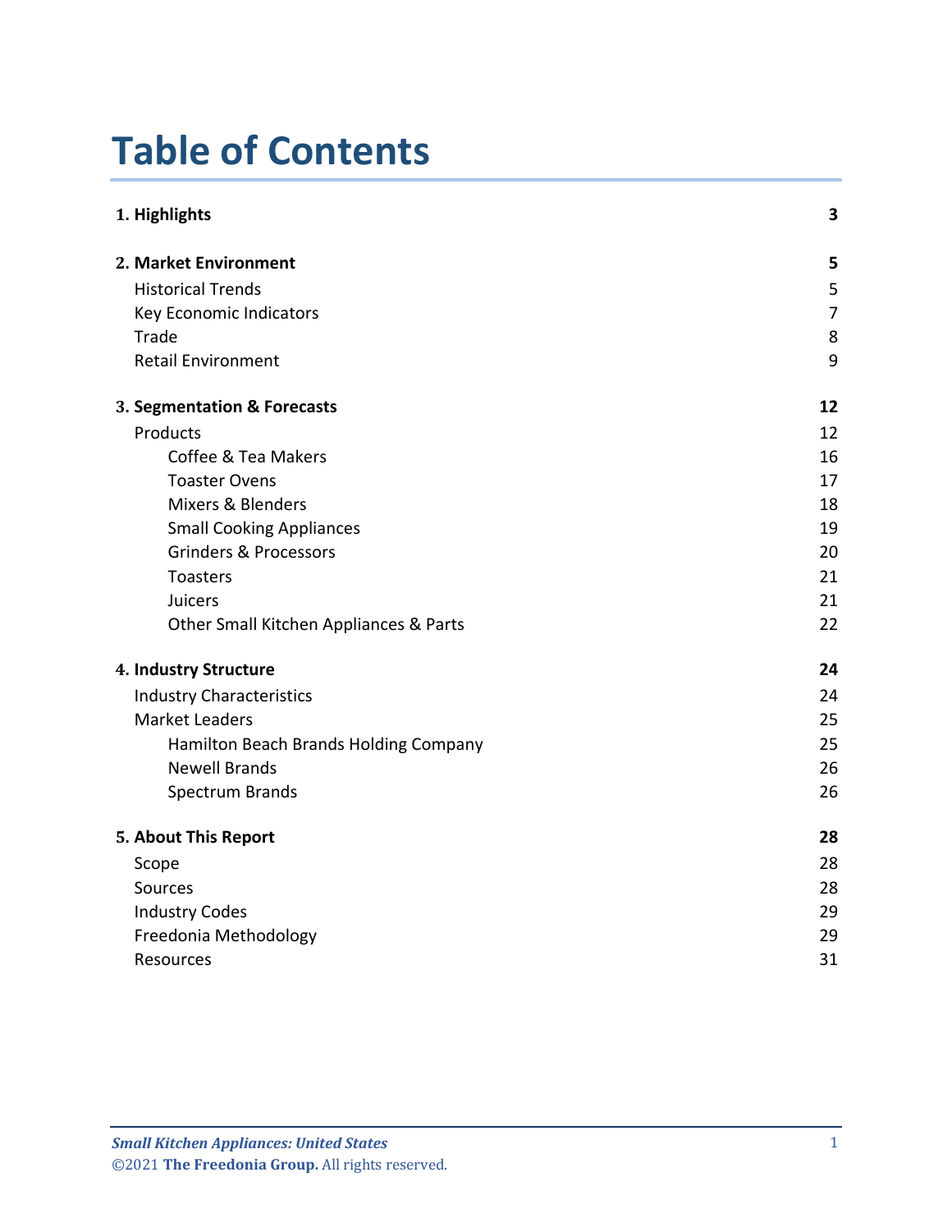# Table of Contents

| | |
|---|---|
| **1. Highlights** | **3** |
| **2. Market Environment** | **5** |
| Historical Trends | 5 |
| Key Economic Indicators | 7 |
| Trade | 8 |
| Retail Environment | 9 |
| **3. Segmentation & Forecasts** | **12** |
| Products | 12 |
| Coffee & Tea Makers | 16 |
| Toaster Ovens | 17 |
| Mixers & Blenders | 18 |
| Small Cooking Appliances | 19 |
| Grinders & Processors | 20 |
| Toasters | 21 |
| Juicers | 21 |
| Other Small Kitchen Appliances & Parts | 22 |
| **4. Industry Structure** | **24** |
| Industry Characteristics | 24 |
| Market Leaders | 25 |
| Hamilton Beach Brands Holding Company | 25 |
| Newell Brands | 26 |
| Spectrum Brands | 26 |
| **5. About This Report** | **28** |
| Scope | 28 |
| Sources | 28 |
| Industry Codes | 29 |
| Freedonia Methodology | 29 |
| Resources | 31 |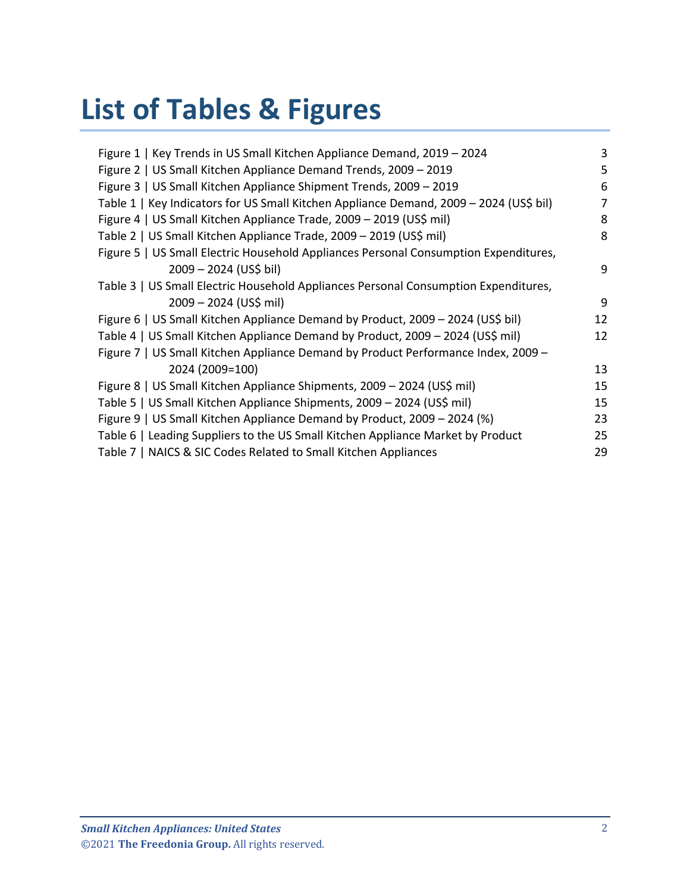# List of Tables & Figures

| | |
|---|---|
| Figure 1 \| Key Trends in US Small Kitchen Appliance Demand, 2019 – 2024 | 3 |
| Figure 2 \| US Small Kitchen Appliance Demand Trends, 2009 – 2019 | 5 |
| Figure 3 \| US Small Kitchen Appliance Shipment Trends, 2009 – 2019 | 6 |
| Table 1 \| Key Indicators for US Small Kitchen Appliance Demand, 2009 – 2024 (US$ bil) | 7 |
| Figure 4 \| US Small Kitchen Appliance Trade, 2009 – 2019 (US$ mil) | 8 |
| Table 2 \| US Small Kitchen Appliance Trade, 2009 – 2019 (US$ mil) | 8 |
| Figure 5 \| US Small Electric Household Appliances Personal Consumption Expenditures, 2009 – 2024 (US$ bil) | 9 |
| Table 3 \| US Small Electric Household Appliances Personal Consumption Expenditures, 2009 – 2024 (US$ mil) | 9 |
| Figure 6 \| US Small Kitchen Appliance Demand by Product, 2009 – 2024 (US$ bil) | 12 |
| Table 4 \| US Small Kitchen Appliance Demand by Product, 2009 – 2024 (US$ mil) | 12 |
| Figure 7 \| US Small Kitchen Appliance Demand by Product Performance Index, 2009 – 2024 (2009=100) | 13 |
| Figure 8 \| US Small Kitchen Appliance Shipments, 2009 – 2024 (US$ mil) | 15 |
| Table 5 \| US Small Kitchen Appliance Shipments, 2009 – 2024 (US$ mil) | 15 |
| Figure 9 \| US Small Kitchen Appliance Demand by Product, 2009 – 2024 (%) | 23 |
| Table 6 \| Leading Suppliers to the US Small Kitchen Appliance Market by Product | 25 |
| Table 7 \| NAICS & SIC Codes Related to Small Kitchen Appliances | 29 |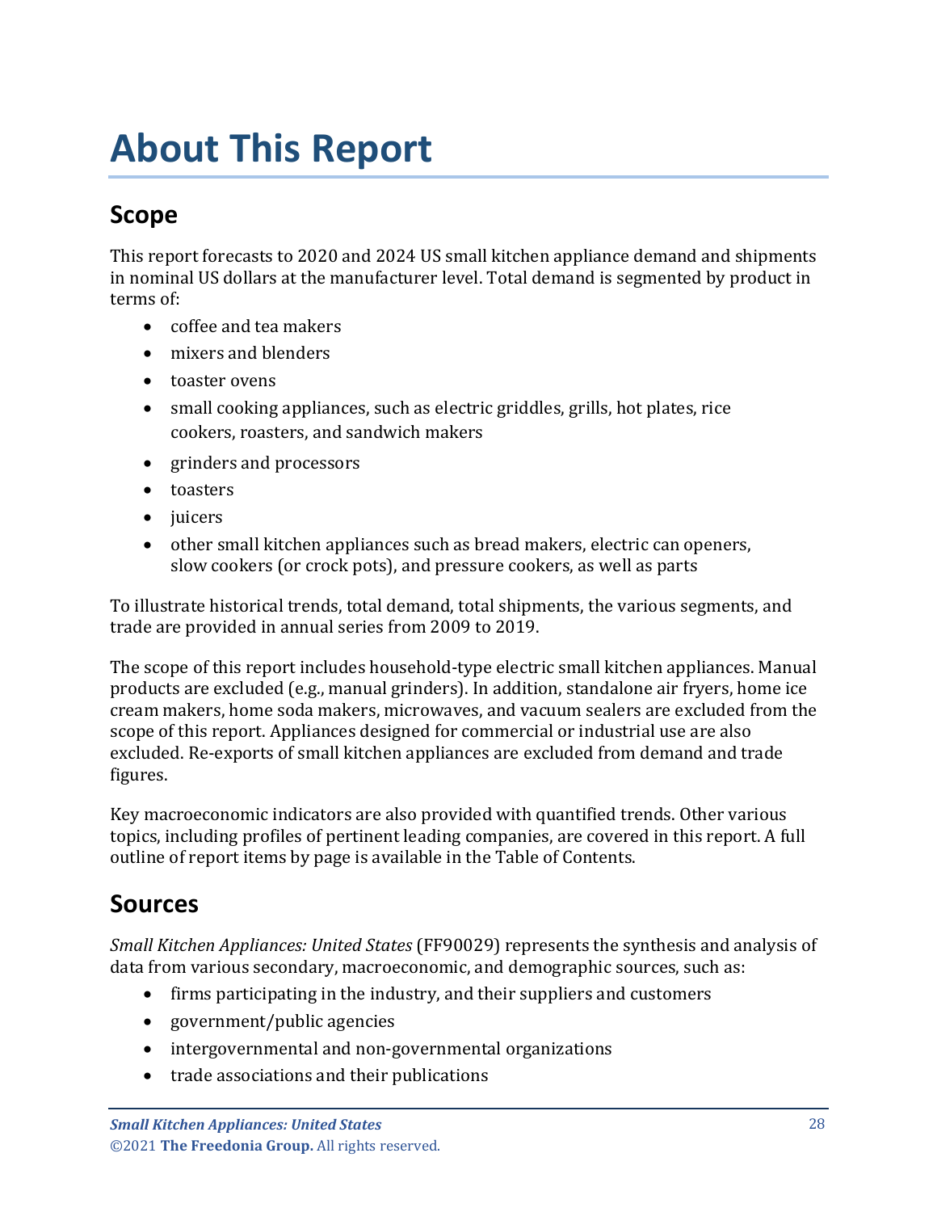# About This Report

## Scope

This report forecasts to 2020 and 2024 US small kitchen appliance demand and shipments in nominal US dollars at the manufacturer level. Total demand is segmented by product in terms of:

- coffee and tea makers
- mixers and blenders
- toaster ovens
- small cooking appliances, such as electric griddles, grills, hot plates, rice cookers, roasters, and sandwich makers
- grinders and processors
- toasters
- juicers
- other small kitchen appliances such as bread makers, electric can openers, slow cookers (or crock pots), and pressure cookers, as well as parts

To illustrate historical trends, total demand, total shipments, the various segments, and trade are provided in annual series from 2009 to 2019.

The scope of this report includes household-type electric small kitchen appliances. Manual products are excluded (e.g., manual grinders). In addition, standalone air fryers, home ice cream makers, home soda makers, microwaves, and vacuum sealers are excluded from the scope of this report. Appliances designed for commercial or industrial use are also excluded. Re-exports of small kitchen appliances are excluded from demand and trade figures.

Key macroeconomic indicators are also provided with quantified trends. Other various topics, including profiles of pertinent leading companies, are covered in this report. A full outline of report items by page is available in the Table of Contents.

## Sources

*Small Kitchen Appliances: United States* (FF90029) represents the synthesis and analysis of data from various secondary, macroeconomic, and demographic sources, such as:

- firms participating in the industry, and their suppliers and customers
- government/public agencies
- intergovernmental and non-governmental organizations
- trade associations and their publications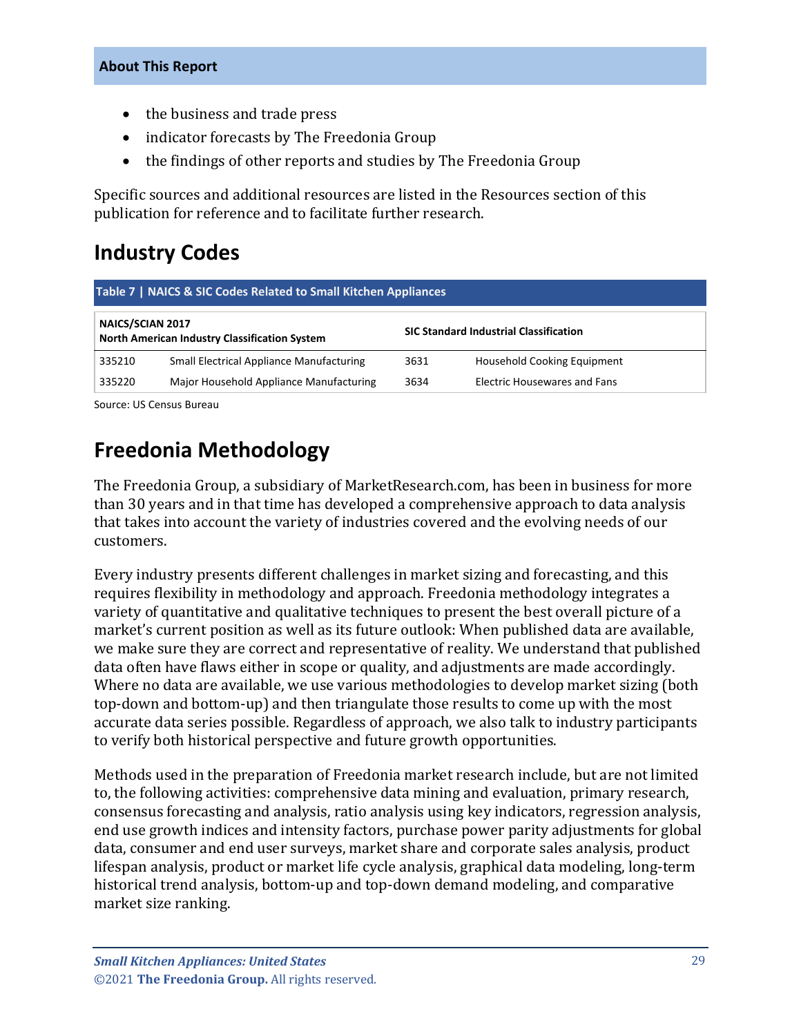- the business and trade press
- indicator forecasts by The Freedonia Group
- the findings of other reports and studies by The Freedonia Group

Specific sources and additional resources are listed in the Resources section of this publication for reference and to facilitate further research.

## Industry Codes

**Table 7 | NAICS & SIC Codes Related to Small Kitchen Appliances**

| NAICS/SCIAN 2017 North American Industry Classification System | | SIC Standard Industrial Classification | |
|---|---|---|---|
| 335210 | Small Electrical Appliance Manufacturing | 3631 | Household Cooking Equipment |
| 335220 | Major Household Appliance Manufacturing | 3634 | Electric Housewares and Fans |

Source: US Census Bureau

## Freedonia Methodology

The Freedonia Group, a subsidiary of MarketResearch.com, has been in business for more than 30 years and in that time has developed a comprehensive approach to data analysis that takes into account the variety of industries covered and the evolving needs of our customers.

Every industry presents different challenges in market sizing and forecasting, and this requires flexibility in methodology and approach. Freedonia methodology integrates a variety of quantitative and qualitative techniques to present the best overall picture of a market's current position as well as its future outlook: When published data are available, we make sure they are correct and representative of reality. We understand that published data often have flaws either in scope or quality, and adjustments are made accordingly. Where no data are available, we use various methodologies to develop market sizing (both top-down and bottom-up) and then triangulate those results to come up with the most accurate data series possible. Regardless of approach, we also talk to industry participants to verify both historical perspective and future growth opportunities.

Methods used in the preparation of Freedonia market research include, but are not limited to, the following activities: comprehensive data mining and evaluation, primary research, consensus forecasting and analysis, ratio analysis using key indicators, regression analysis, end use growth indices and intensity factors, purchase power parity adjustments for global data, consumer and end user surveys, market share and corporate sales analysis, product lifespan analysis, product or market life cycle analysis, graphical data modeling, long-term historical trend analysis, bottom-up and top-down demand modeling, and comparative market size ranking.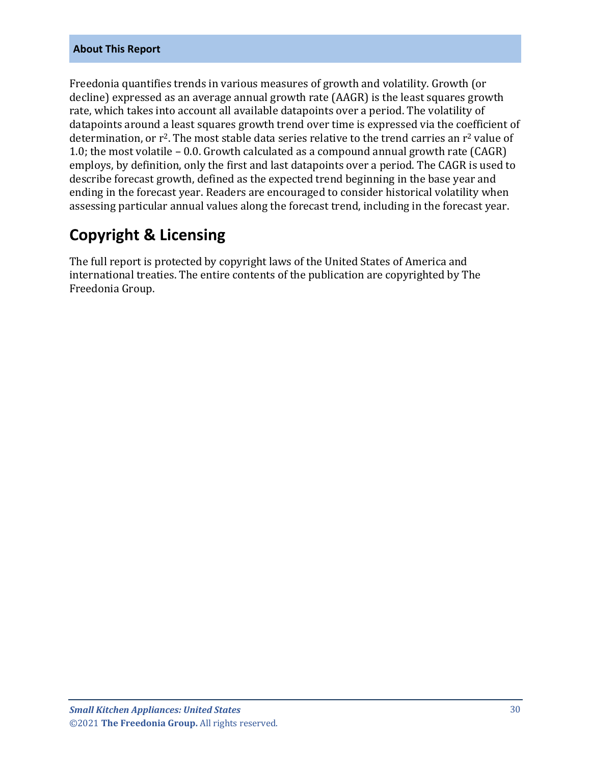**About This Report**

Freedonia quantifies trends in various measures of growth and volatility. Growth (or decline) expressed as an average annual growth rate (AAGR) is the least squares growth rate, which takes into account all available datapoints over a period. The volatility of datapoints around a least squares growth trend over time is expressed via the coefficient of determination, or $r^2$. The most stable data series relative to the trend carries an $r^2$ value of 1.0; the most volatile – 0.0. Growth calculated as a compound annual growth rate (CAGR) employs, by definition, only the first and last datapoints over a period. The CAGR is used to describe forecast growth, defined as the expected trend beginning in the base year and ending in the forecast year. Readers are encouraged to consider historical volatility when assessing particular annual values along the forecast trend, including in the forecast year.

## Copyright & Licensing

The full report is protected by copyright laws of the United States of America and international treaties. The entire contents of the publication are copyrighted by The Freedonia Group.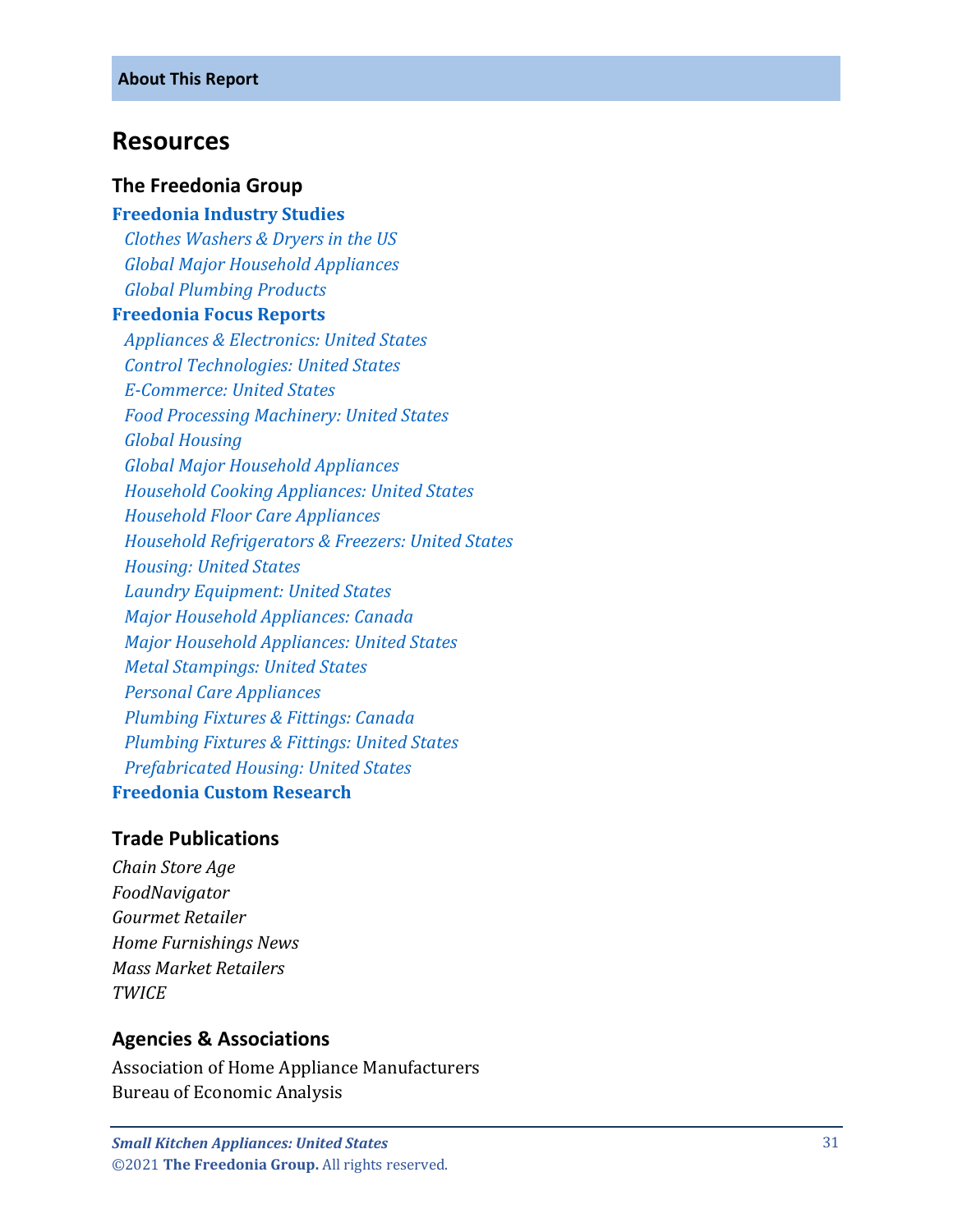**About This Report**

# Resources

## The Freedonia Group

**Freedonia Industry Studies**

*Clothes Washers & Dryers in the US*
*Global Major Household Appliances*
*Global Plumbing Products*

**Freedonia Focus Reports**

*Appliances & Electronics: United States*
*Control Technologies: United States*
*E-Commerce: United States*
*Food Processing Machinery: United States*
*Global Housing*
*Global Major Household Appliances*
*Household Cooking Appliances: United States*
*Household Floor Care Appliances*
*Household Refrigerators & Freezers: United States*
*Housing: United States*
*Laundry Equipment: United States*
*Major Household Appliances: Canada*
*Major Household Appliances: United States*
*Metal Stampings: United States*
*Personal Care Appliances*
*Plumbing Fixtures & Fittings: Canada*
*Plumbing Fixtures & Fittings: United States*
*Prefabricated Housing: United States*

**Freedonia Custom Research**

## Trade Publications

*Chain Store Age*
*FoodNavigator*
*Gourmet Retailer*
*Home Furnishings News*
*Mass Market Retailers*
*TWICE*

## Agencies & Associations

Association of Home Appliance Manufacturers
Bureau of Economic Analysis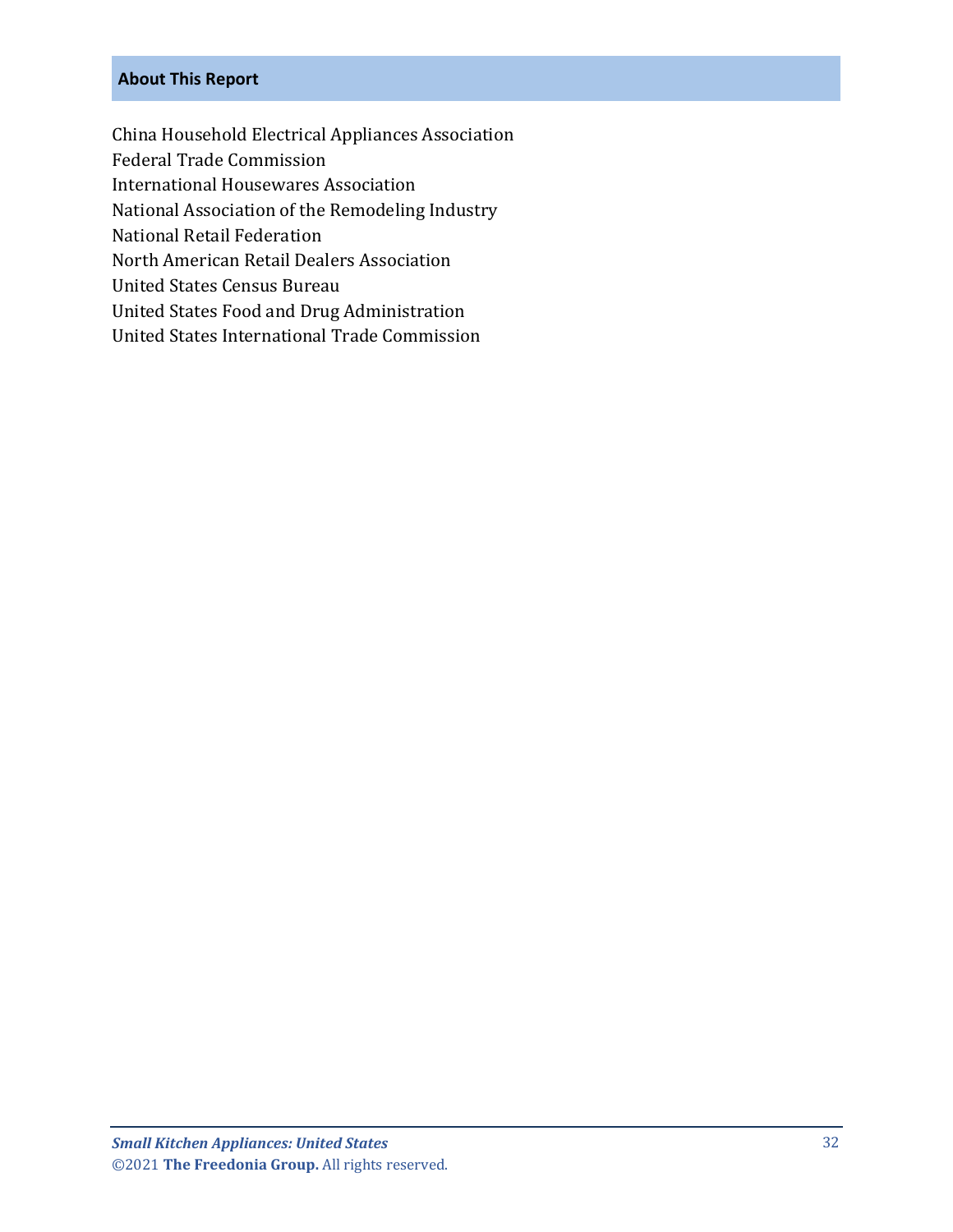## About This Report

China Household Electrical Appliances Association
Federal Trade Commission
International Housewares Association
National Association of the Remodeling Industry
National Retail Federation
North American Retail Dealers Association
United States Census Bureau
United States Food and Drug Administration
United States International Trade Commission